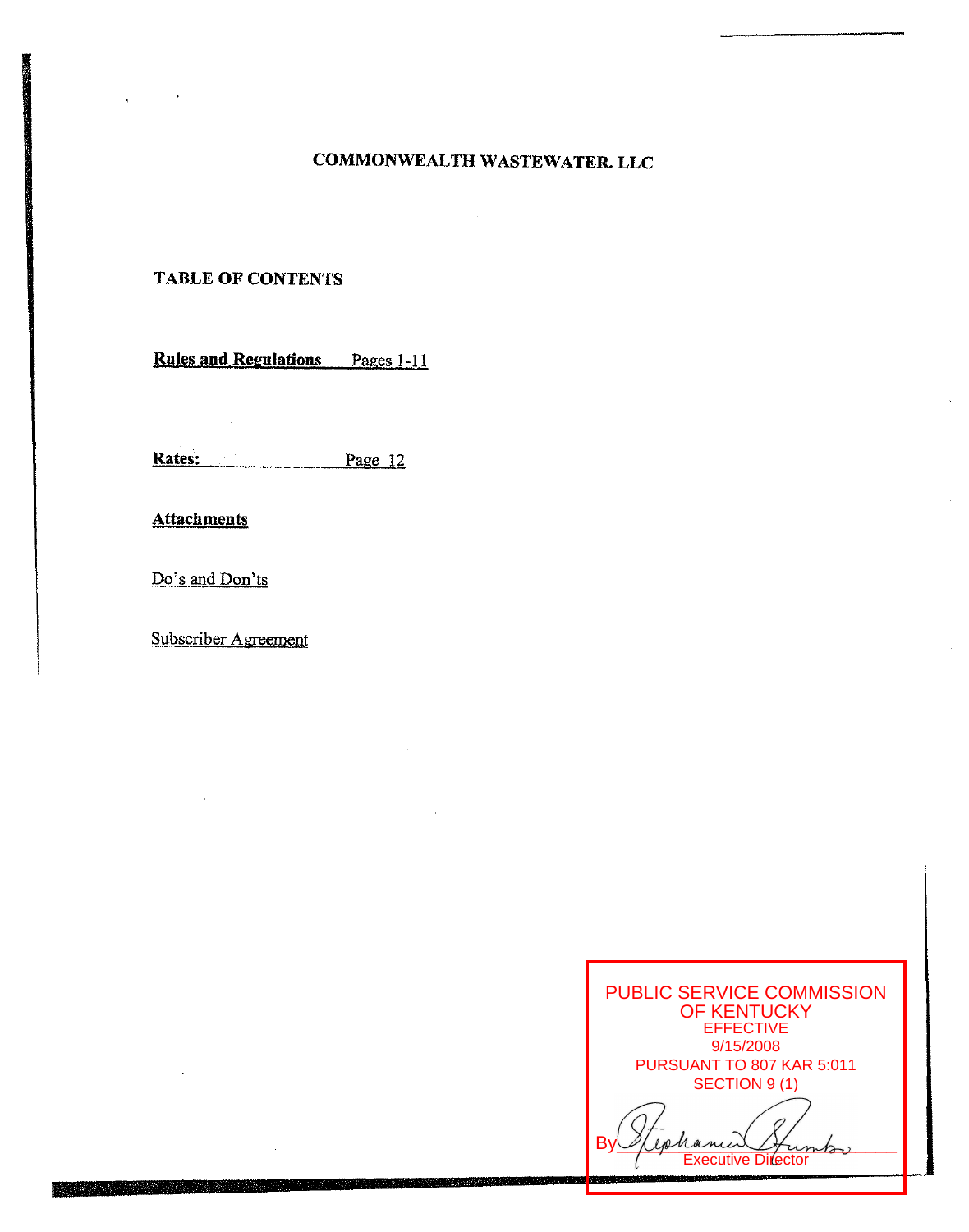# COMMONWEALTH WASTEWATER. LLC

## TABLE OF CONTENTS

**Rules and Regulations** Pages 1-11

**Rates:** Page 12

**Attachments**

Do's and Don'ts

Subscriber Agreement

PUBLIC SERVICE COMMISSION OF KENTUCKY
EFFECTIVE
9/15/2008
PURSUANT TO 807 KAR 5:011
SECTION 9 (1)

By Stephanie Stumbo
Executive Director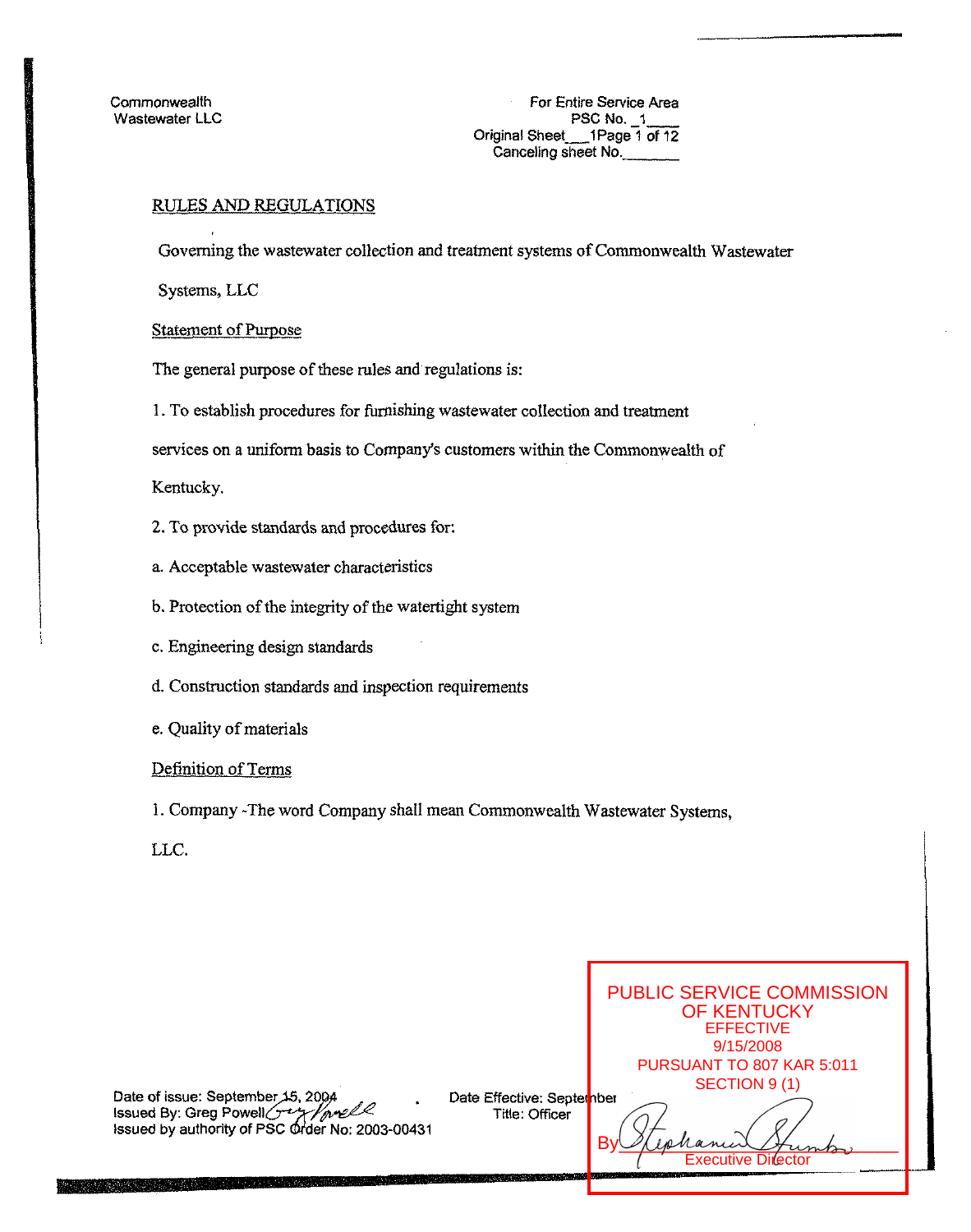Commonwealth
Wastewater LLC

For Entire Service Area
PSC No. _1___
Original Sheet___1Page 1 of 12
Canceling sheet No._______

## RULES AND REGULATIONS

Governing the wastewater collection and treatment systems of Commonwealth Wastewater Systems, LLC

### Statement of Purpose

The general purpose of these rules and regulations is:

1. To establish procedures for furnishing wastewater collection and treatment services on a uniform basis to Company's customers within the Commonwealth of Kentucky.

2. To provide standards and procedures for:

a. Acceptable wastewater characteristics

b. Protection of the integrity of the watertight system

c. Engineering design standards

d. Construction standards and inspection requirements

e. Quality of materials

### Definition of Terms

1. Company -The word Company shall mean Commonwealth Wastewater Systems, LLC.

Date of issue: September 15, 2004
Issued By: Greg Powell
Issued by authority of PSC Order No: 2003-00431

Date Effective: September
Title: Officer

PUBLIC SERVICE COMMISSION OF KENTUCKY
EFFECTIVE
9/15/2008
PURSUANT TO 807 KAR 5:011
SECTION 9 (1)
By _______________
Executive Director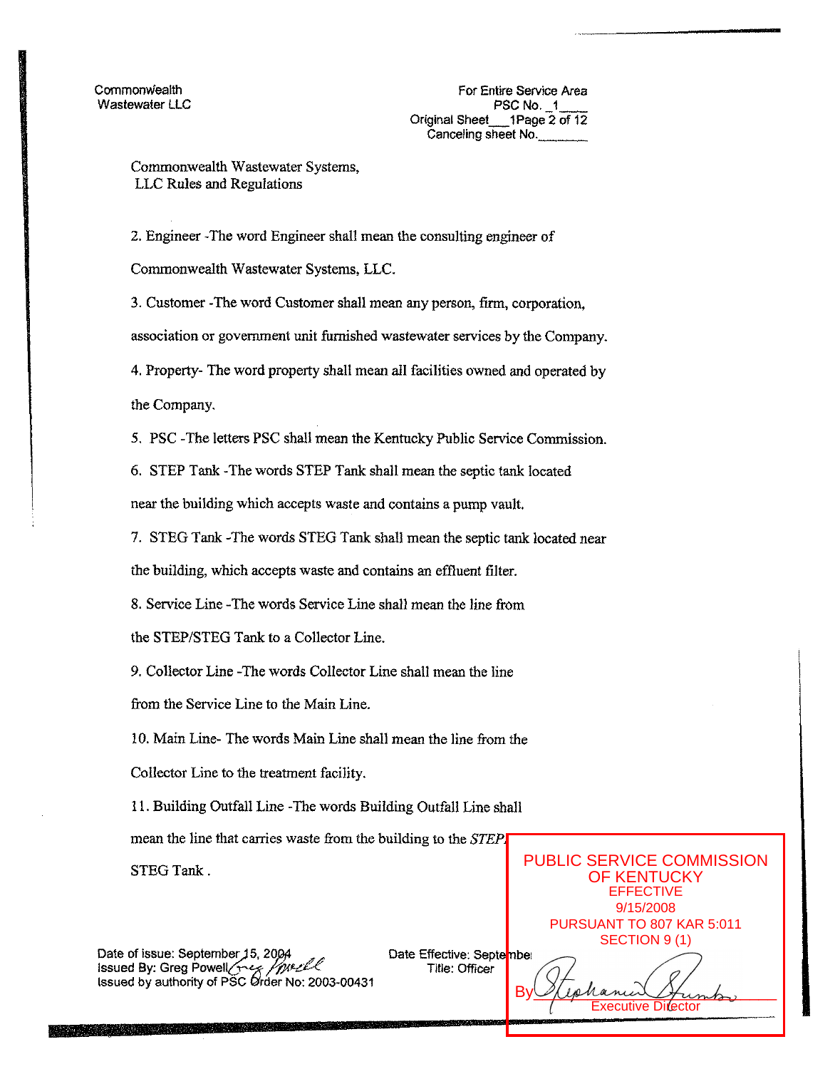Commonwealth Wastewater LLC

For Entire Service Area
PSC No. _1____
Original Sheet___1Page 2 of 12
Canceling sheet No.________

Commonwealth Wastewater Systems,
LLC Rules and Regulations

2. Engineer -The word Engineer shall mean the consulting engineer of Commonwealth Wastewater Systems, LLC.

3. Customer -The word Customer shall mean any person, firm, corporation, association or government unit furnished wastewater services by the Company.

4. Property- The word property shall mean all facilities owned and operated by the Company.

5. PSC -The letters PSC shall mean the Kentucky Public Service Commission.

6. STEP Tank -The words STEP Tank shall mean the septic tank located near the building which accepts waste and contains a pump vault.

7. STEG Tank -The words STEG Tank shall mean the septic tank located near the building, which accepts waste and contains an effluent filter.

8. Service Line -The words Service Line shall mean the line from the STEP/STEG Tank to a Collector Line.

9. Collector Line -The words Collector Line shall mean the line from the Service Line to the Main Line.

10. Main Line- The words Main Line shall mean the line from the Collector Line to the treatment facility.

11. Building Outfall Line -The words Building Outfall Line shall mean the line that carries waste from the building to the *STEP/* STEG Tank .

PUBLIC SERVICE COMMISSION OF KENTUCKY
EFFECTIVE
9/15/2008
PURSUANT TO 807 KAR 5:011
SECTION 9 (1)
By Stephanie Stumbo
Executive Director

Date of issue: September 15, 2004
Issued By: Greg Powell
Issued by authority of PSC Order No: 2003-00431

Date Effective: September
Title: Officer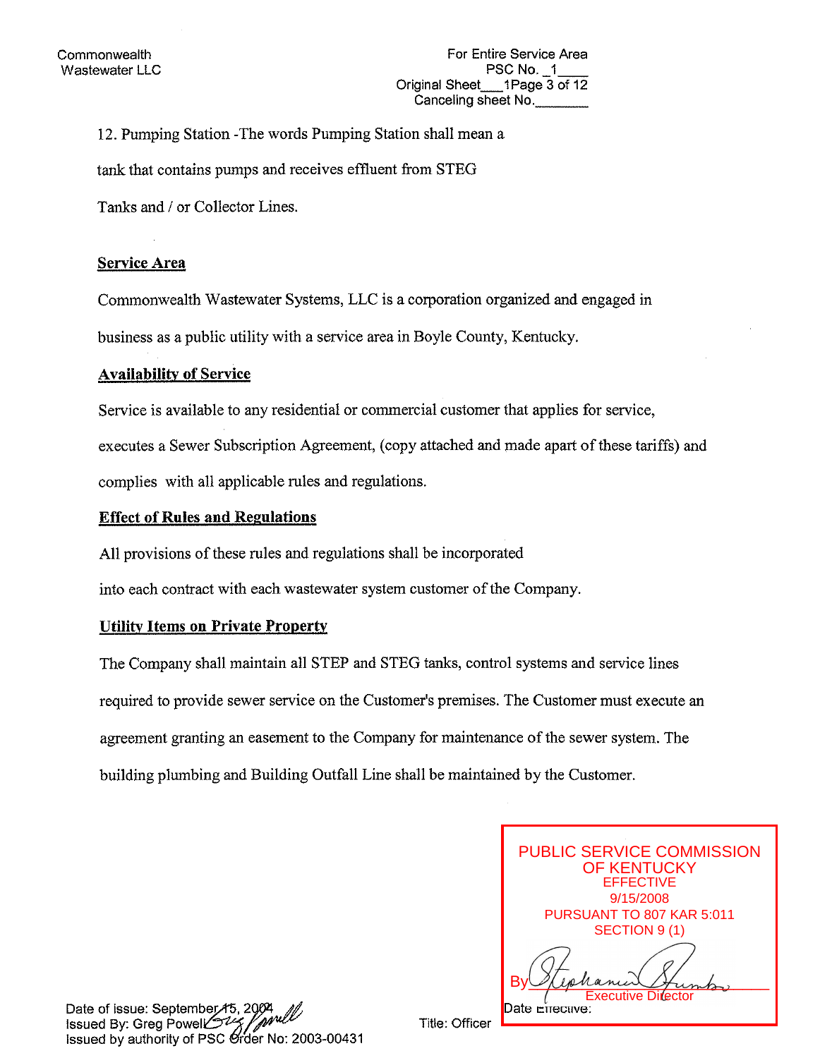Commonwealth Wastewater LLC

For Entire Service Area
PSC No. _1____
Original Sheet___1Page 3 of 12
Canceling sheet No.________

12. Pumping Station -The words Pumping Station shall mean a tank that contains pumps and receives effluent from STEG Tanks and / or Collector Lines.

## Service Area

Commonwealth Wastewater Systems, LLC is a corporation organized and engaged in business as a public utility with a service area in Boyle County, Kentucky.

## Availability of Service

Service is available to any residential or commercial customer that applies for service, executes a Sewer Subscription Agreement, (copy attached and made apart of these tariffs) and complies with all applicable rules and regulations.

## Effect of Rules and Regulations

All provisions of these rules and regulations shall be incorporated into each contract with each wastewater system customer of the Company.

## Utility Items on Private Property

The Company shall maintain all STEP and STEG tanks, control systems and service lines required to provide sewer service on the Customer's premises. The Customer must execute an agreement granting an easement to the Company for maintenance of the sewer system. The building plumbing and Building Outfall Line shall be maintained by the Customer.

PUBLIC SERVICE COMMISSION OF KENTUCKY
EFFECTIVE
9/15/2008
PURSUANT TO 807 KAR 5:011
SECTION 9 (1)

By ____________________
Executive Director

Date Effective:

Date of issue: September 15, 2004
Issued By: Greg Powell
Issued by authority of PSC Order No: 2003-00431

Title: Officer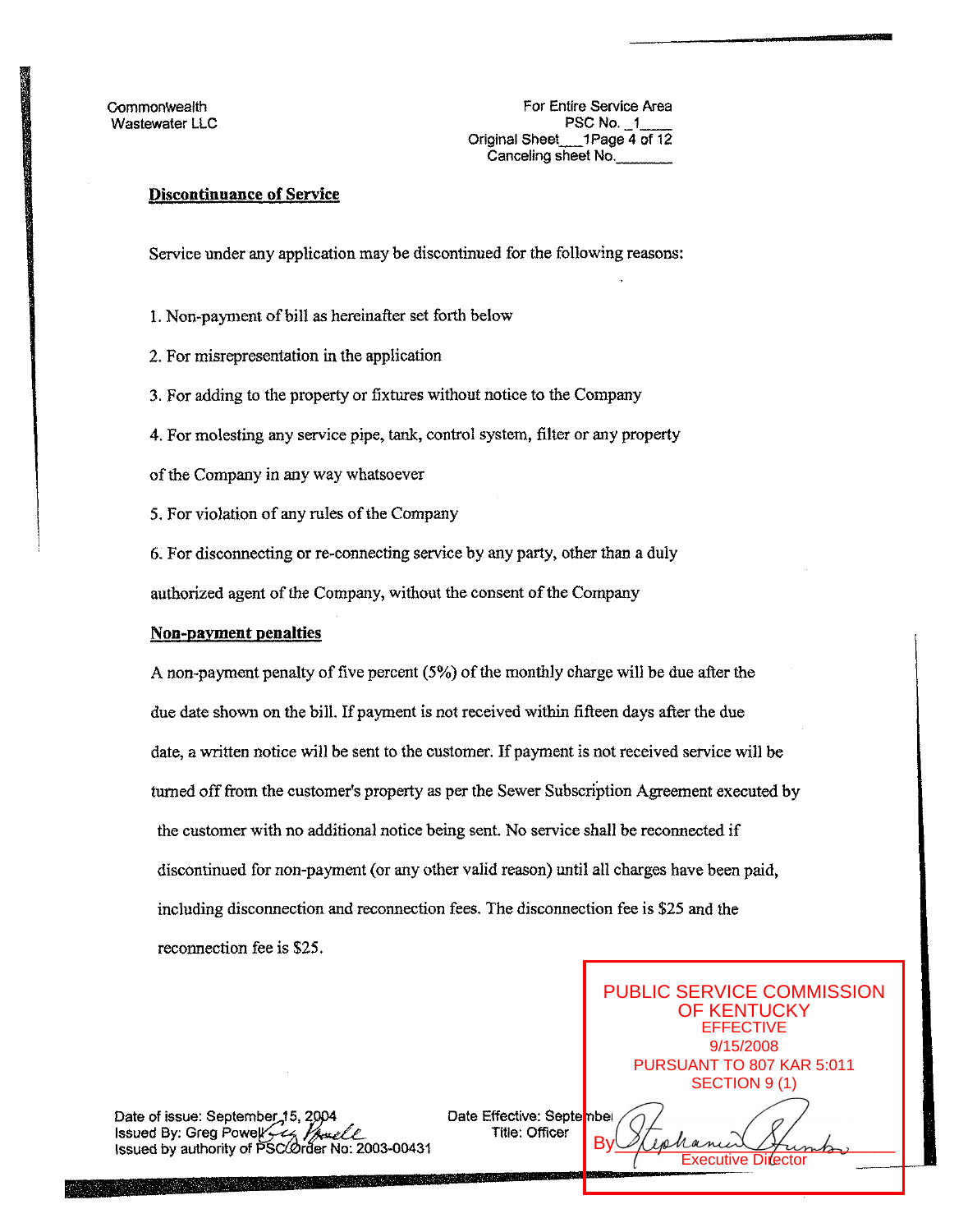Commonwealth
Wastewater LLC

For Entire Service Area
PSC No. _1____
Original Sheet___1Page 4 of 12
Canceling sheet No.________

## Discontinuance of Service

Service under any application may be discontinued for the following reasons:

1. Non-payment of bill as hereinafter set forth below
2. For misrepresentation in the application
3. For adding to the property or fixtures without notice to the Company
4. For molesting any service pipe, tank, control system, filter or any property of the Company in any way whatsoever
5. For violation of any rules of the Company
6. For disconnecting or re-connecting service by any party, other than a duly authorized agent of the Company, without the consent of the Company

## Non-payment penalties

A non-payment penalty of five percent (5%) of the monthly charge will be due after the due date shown on the bill. If payment is not received within fifteen days after the due date, a written notice will be sent to the customer. If payment is not received service will be turned off from the customer's property as per the Sewer Subscription Agreement executed by the customer with no additional notice being sent. No service shall be reconnected if discontinued for non-payment (or any other valid reason) until all charges have been paid, including disconnection and reconnection fees. The disconnection fee is $25 and the reconnection fee is $25.

PUBLIC SERVICE COMMISSION
OF KENTUCKY
EFFECTIVE
9/15/2008
PURSUANT TO 807 KAR 5:011
SECTION 9 (1)
By ________________
Executive Director

Date of issue: September 15, 2004
Issued By: Greg Powell
Issued by authority of PSC Order No: 2003-00431

Date Effective: September
Title: Officer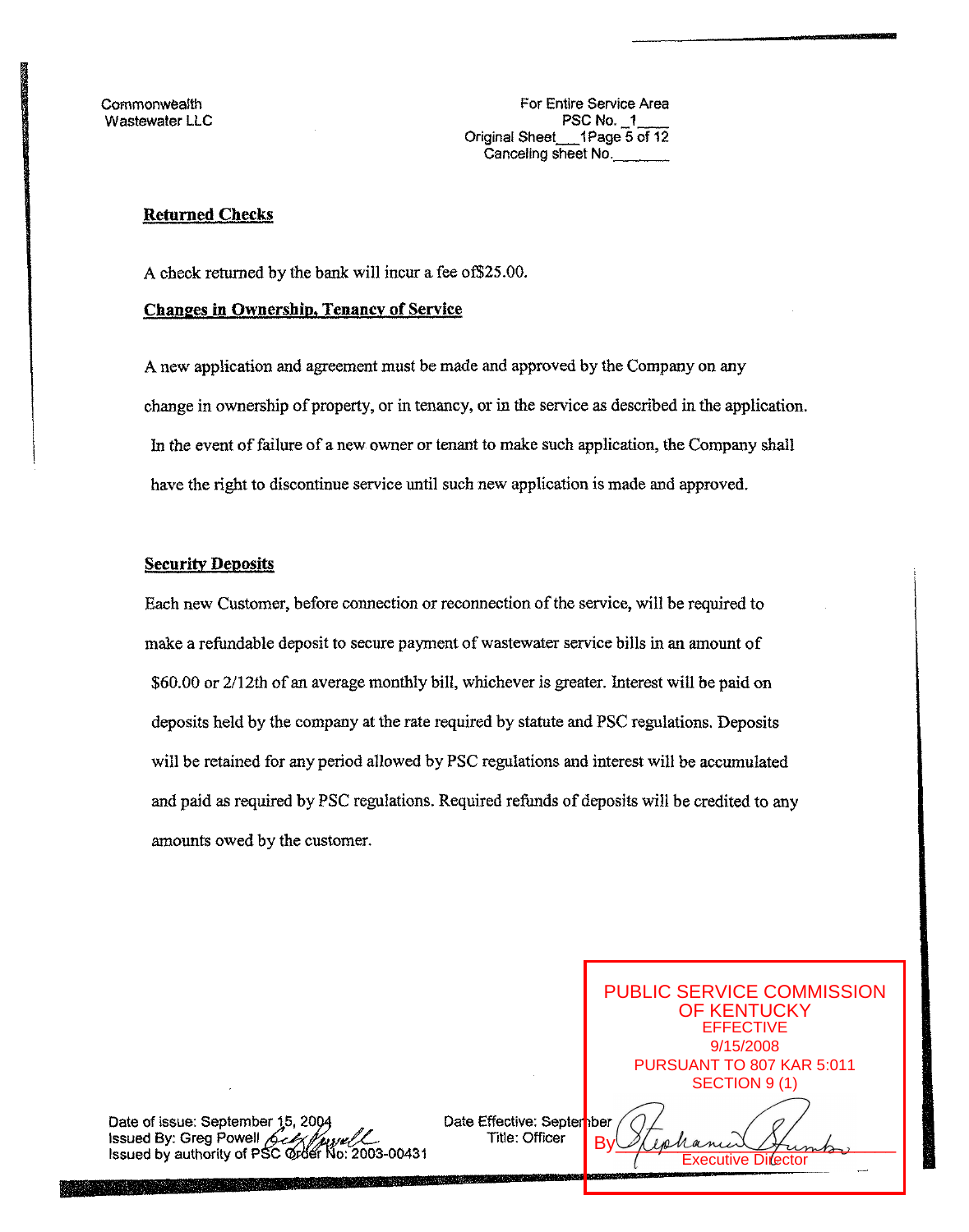Commonwealth
Wastewater LLC

For Entire Service Area
PSC No. _1____
Original Sheet___1Page 5 of 12
Canceling sheet No.________

## Returned Checks

A check returned by the bank will incur a fee of$25.00.

## Changes in Ownership, Tenancy of Service

A new application and agreement must be made and approved by the Company on any change in ownership of property, or in tenancy, or in the service as described in the application. In the event of failure of a new owner or tenant to make such application, the Company shall have the right to discontinue service until such new application is made and approved.

## Security Deposits

Each new Customer, before connection or reconnection of the service, will be required to make a refundable deposit to secure payment of wastewater service bills in an amount of $60.00 or 2/12th of an average monthly bill, whichever is greater. Interest will be paid on deposits held by the company at the rate required by statute and PSC regulations. Deposits will be retained for any period allowed by PSC regulations and interest will be accumulated and paid as required by PSC regulations. Required refunds of deposits will be credited to any amounts owed by the customer.

Date of issue: September 15, 2004
Issued By: Greg Powell
Issued by authority of PSC Order No: 2003-00431

Date Effective: September
Title: Officer

PUBLIC SERVICE COMMISSION OF KENTUCKY
EFFECTIVE
9/15/2008
PURSUANT TO 807 KAR 5:011
SECTION 9 (1)
By
Executive Director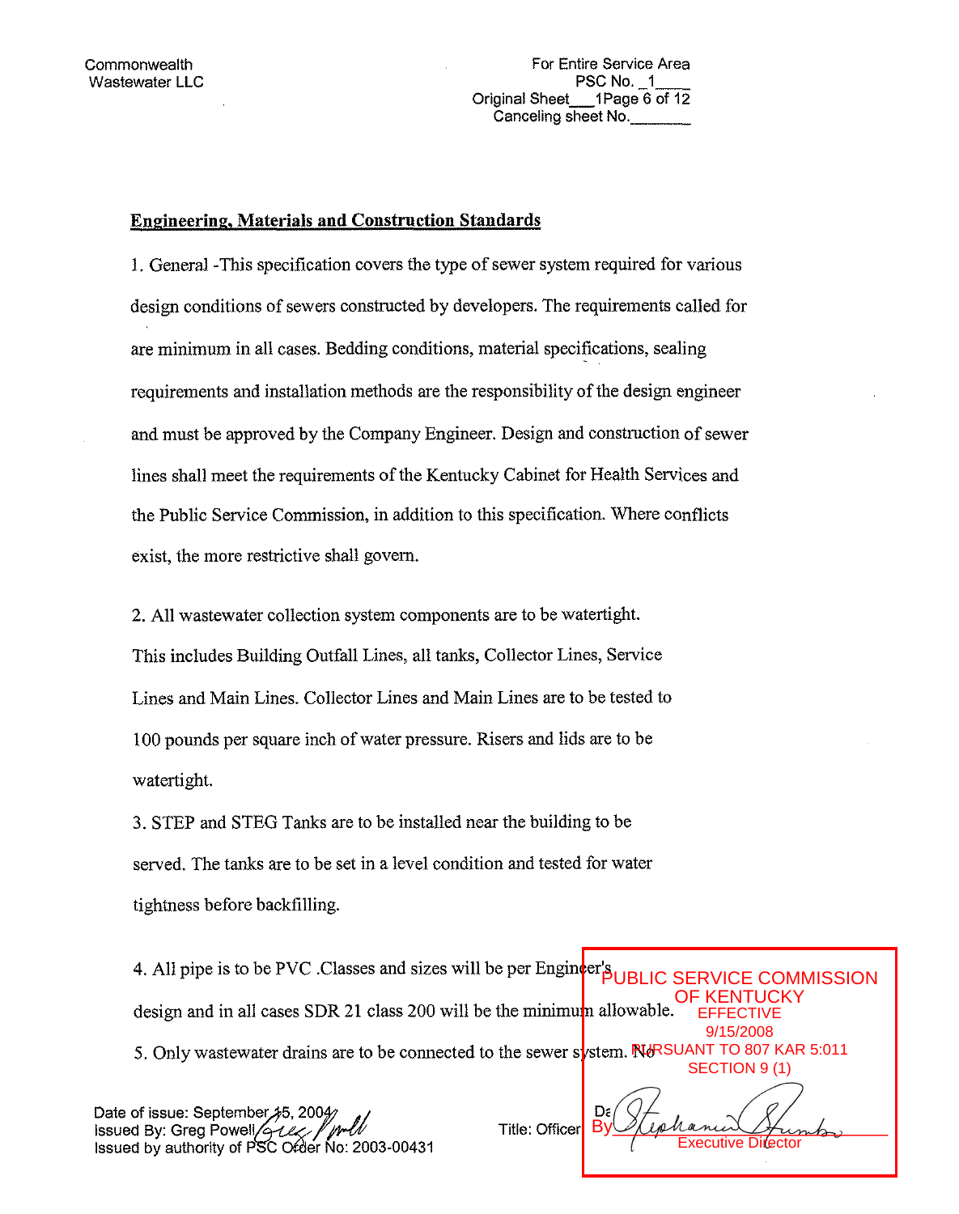Commonwealth Wastewater LLC

For Entire Service Area
PSC No. 1
Original Sheet 1 Page 6 of 12
Canceling sheet No.

## Engineering, Materials and Construction Standards

1. General - This specification covers the type of sewer system required for various design conditions of sewers constructed by developers. The requirements called for are minimum in all cases. Bedding conditions, material specifications, sealing requirements and installation methods are the responsibility of the design engineer and must be approved by the Company Engineer. Design and construction of sewer lines shall meet the requirements of the Kentucky Cabinet for Health Services and the Public Service Commission, in addition to this specification. Where conflicts exist, the more restrictive shall govern.

2. All wastewater collection system components are to be watertight. This includes Building Outfall Lines, all tanks, Collector Lines, Service Lines and Main Lines. Collector Lines and Main Lines are to be tested to 100 pounds per square inch of water pressure. Risers and lids are to be watertight.

3. STEP and STEG Tanks are to be installed near the building to be served. The tanks are to be set in a level condition and tested for water tightness before backfilling.

4. All pipe is to be PVC. Classes and sizes will be per Engineer's design and in all cases SDR 21 class 200 will be the minimum allowable.

5. Only wastewater drains are to be connected to the sewer system. No

PUBLIC SERVICE COMMISSION OF KENTUCKY
EFFECTIVE
9/15/2008
PURSUANT TO 807 KAR 5:011
SECTION 9 (1)
By [signature]
Executive Director

Date of issue: September 15, 2004
Issued By: Greg Powell [signature]
Issued by authority of PSC Order No: 2003-00431

Title: Officer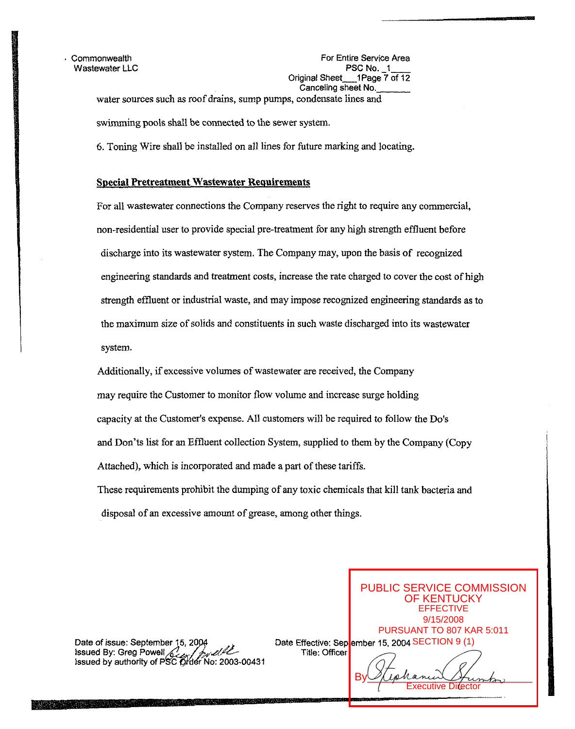Commonwealth Wastewater LLC

For Entire Service Area
PSC No. _1____
Original Sheet___1Page 7 of 12
Canceling sheet No._______

water sources such as roof drains, sump pumps, condensate lines and swimming pools shall be connected to the sewer system.

6. Toning Wire shall be installed on all lines for future marking and locating.

**Special Pretreatment Wastewater Requirements**

For all wastewater connections the Company reserves the right to require any commercial, non-residential user to provide special pre-treatment for any high strength effluent before discharge into its wastewater system. The Company may, upon the basis of recognized engineering standards and treatment costs, increase the rate charged to cover the cost of high strength effluent or industrial waste, and may impose recognized engineering standards as to the maximum size of solids and constituents in such waste discharged into its wastewater system.

Additionally, if excessive volumes of wastewater are received, the Company may require the Customer to monitor flow volume and increase surge holding capacity at the Customer's expense. All customers will be required to follow the Do's and Don'ts list for an Effluent collection System, supplied to them by the Company (Copy Attached), which is incorporated and made a part of these tariffs.

These requirements prohibit the dumping of any toxic chemicals that kill tank bacteria and disposal of an excessive amount of grease, among other things.

Date of issue: September 15, 2004
Issued By: Greg Powell
Issued by authority of PSC Order No: 2003-00431

Date Effective: September 15, 2004
Title: Officer

PUBLIC SERVICE COMMISSION OF KENTUCKY
EFFECTIVE
9/15/2008
PURSUANT TO 807 KAR 5:011 SECTION 9 (1)
By ________________
Executive Director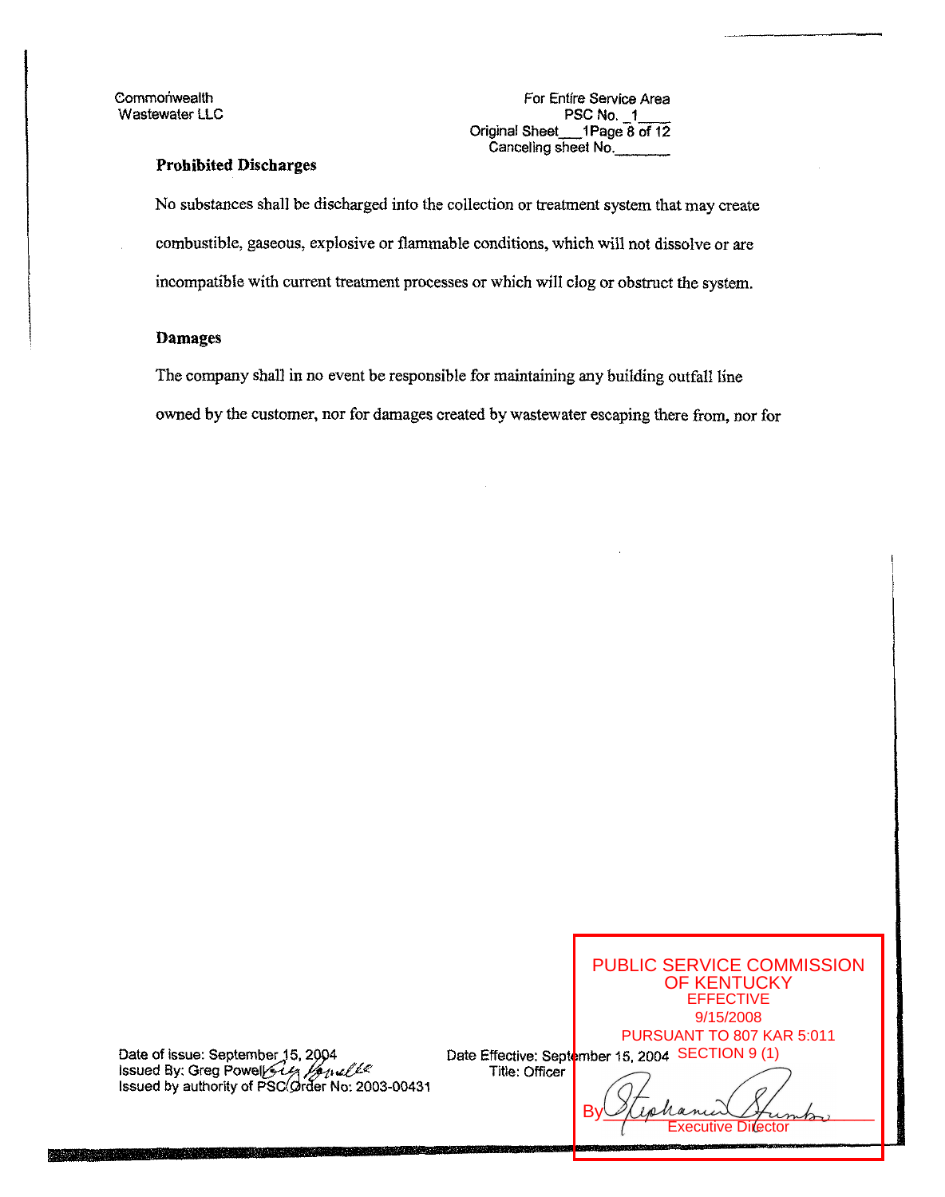Commonwealth
Wastewater LLC

For Entire Service Area
PSC No. 1
Original Sheet 1 Page 8 of 12
Canceling sheet No.

**Prohibited Discharges**

No substances shall be discharged into the collection or treatment system that may create combustible, gaseous, explosive or flammable conditions, which will not dissolve or are incompatible with current treatment processes or which will clog or obstruct the system.

**Damages**

The company shall in no event be responsible for maintaining any building outfall line owned by the customer, nor for damages created by wastewater escaping there from, nor for

Date of issue: September 15, 2004
Issued By: Greg Powell
Issued by authority of PSC Order No: 2003-00431

Date Effective: September 15, 2004
Title: Officer

PUBLIC SERVICE COMMISSION
OF KENTUCKY
EFFECTIVE
9/15/2008
PURSUANT TO 807 KAR 5:011
SECTION 9 (1)

By
Executive Director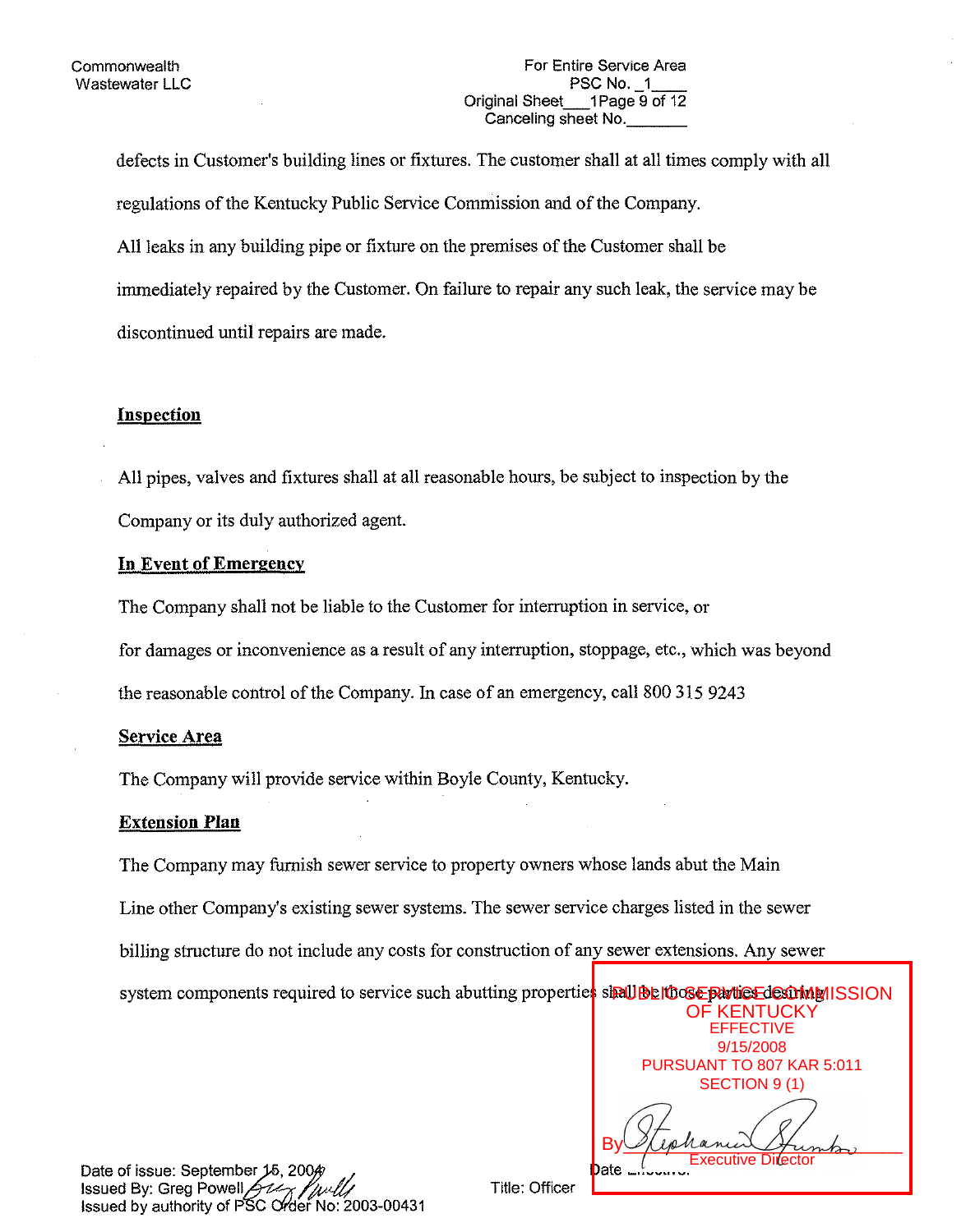defects in Customer's building lines or fixtures. The customer shall at all times comply with all regulations of the Kentucky Public Service Commission and of the Company.

All leaks in any building pipe or fixture on the premises of the Customer shall be immediately repaired by the Customer. On failure to repair any such leak, the service may be discontinued until repairs are made.

**Inspection**

All pipes, valves and fixtures shall at all reasonable hours, be subject to inspection by the Company or its duly authorized agent.

**In Event of Emergency**

The Company shall not be liable to the Customer for interruption in service, or for damages or inconvenience as a result of any interruption, stoppage, etc., which was beyond the reasonable control of the Company. In case of an emergency, call 800 315 9243

**Service Area**

The Company will provide service within Boyle County, Kentucky.

**Extension Plan**

The Company may furnish sewer service to property owners whose lands abut the Main Line other Company's existing sewer systems. The sewer service charges listed in the sewer billing structure do not include any costs for construction of any sewer extensions. Any sewer system components required to service such abutting properties shall be those parties desiring

PUBLIC SERVICE COMMISSION OF KENTUCKY
EFFECTIVE
9/15/2008
PURSUANT TO 807 KAR 5:011
SECTION 9 (1)
By [signature] Executive Director

Date of issue: September 15, 2004
Issued By: Greg Powell
Issued by authority of PSC Order No: 2003-00431

Title: Officer

Date Effective: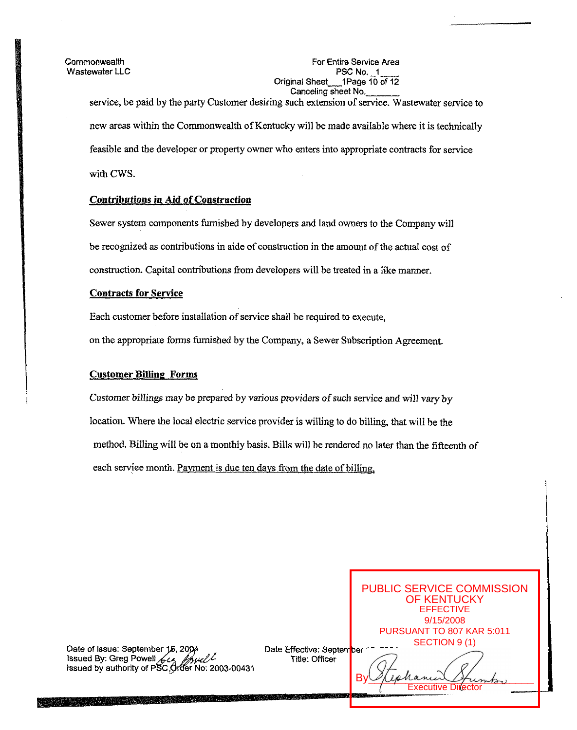Commonwealth
Wastewater LLC

For Entire Service Area
PSC No. 1
Original Sheet 1 Page 10 of 12
Canceling sheet No.

service, be paid by the party Customer desiring such extension of service. Wastewater service to new areas within the Commonwealth of Kentucky will be made available where it is technically feasible and the developer or property owner who enters into appropriate contracts for service with CWS.

***Contributions in Aid of Construction***

Sewer system components furnished by developers and land owners to the Company will be recognized as contributions in aide of construction in the amount of the actual cost of construction. Capital contributions from developers will be treated in a like manner.

**Contracts for Service**

Each customer before installation of service shall be required to execute, on the appropriate forms furnished by the Company, a Sewer Subscription Agreement.

**Customer Billing Forms**

Customer billings may be prepared by various providers of such service and will vary by location. Where the local electric service provider is willing to do billing, that will be the method. Billing will be on a monthly basis. Bills will be rendered no later than the fifteenth of each service month. Payment is due ten days from the date of billing.

Date of issue: September 15, 2004
Issued By: Greg Powell
Issued by authority of PSC Order No: 2003-00431

Date Effective: September 15, 2004
Title: Officer

PUBLIC SERVICE COMMISSION OF KENTUCKY
EFFECTIVE
9/15/2008
PURSUANT TO 807 KAR 5:011
SECTION 9 (1)
By Stephanie Stumbo
Executive Director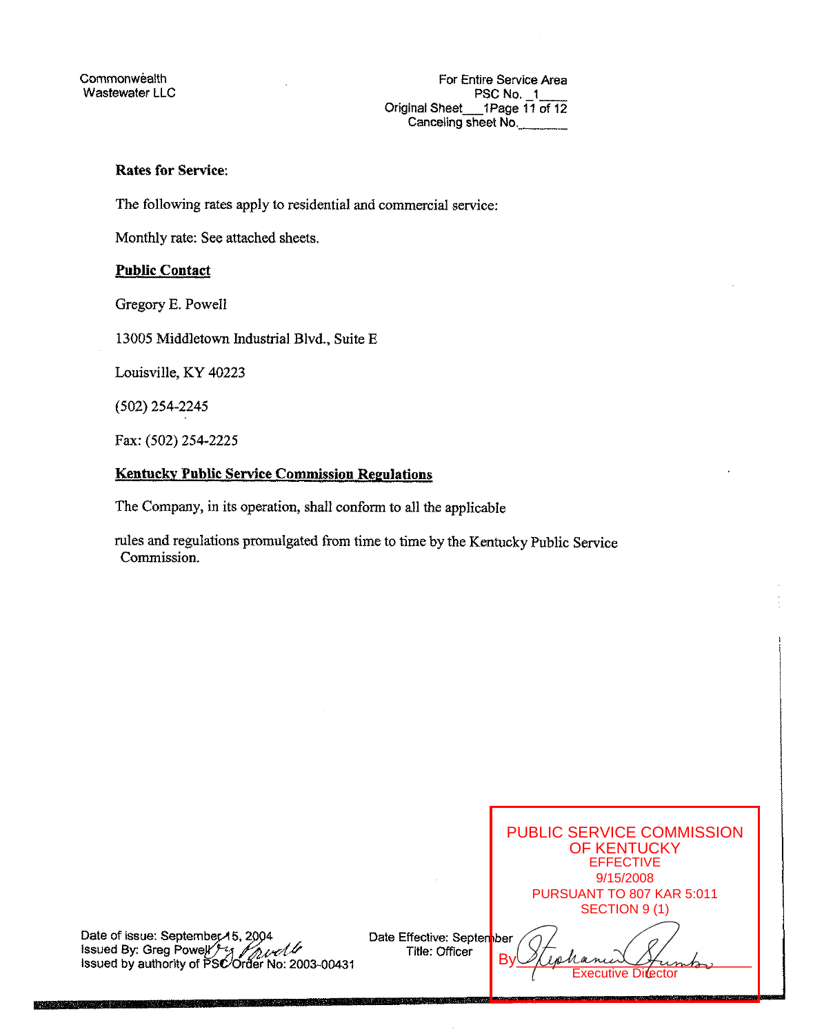Commonwealth
Wastewater LLC

For Entire Service Area
PSC No. _1____
Original Sheet___1Page 11 of 12
Canceling sheet No.________

**Rates for Service**:

The following rates apply to residential and commercial service:

Monthly rate: See attached sheets.

**Public Contact**

Gregory E. Powell

13005 Middletown Industrial Blvd., Suite E

Louisville, KY 40223

(502) 254-2245

Fax: (502) 254-2225

**Kentucky Public Service Commission Regulations**

The Company, in its operation, shall conform to all the applicable

rules and regulations promulgated from time to time by the Kentucky Public Service Commission.

Date of issue: September 15, 2004
Issued By: Greg Powell
Issued by authority of PSC Order No: 2003-00431

Date Effective: September
Title: Officer

PUBLIC SERVICE COMMISSION
OF KENTUCKY
EFFECTIVE
9/15/2008
PURSUANT TO 807 KAR 5:011
SECTION 9 (1)
By ______________
Executive Director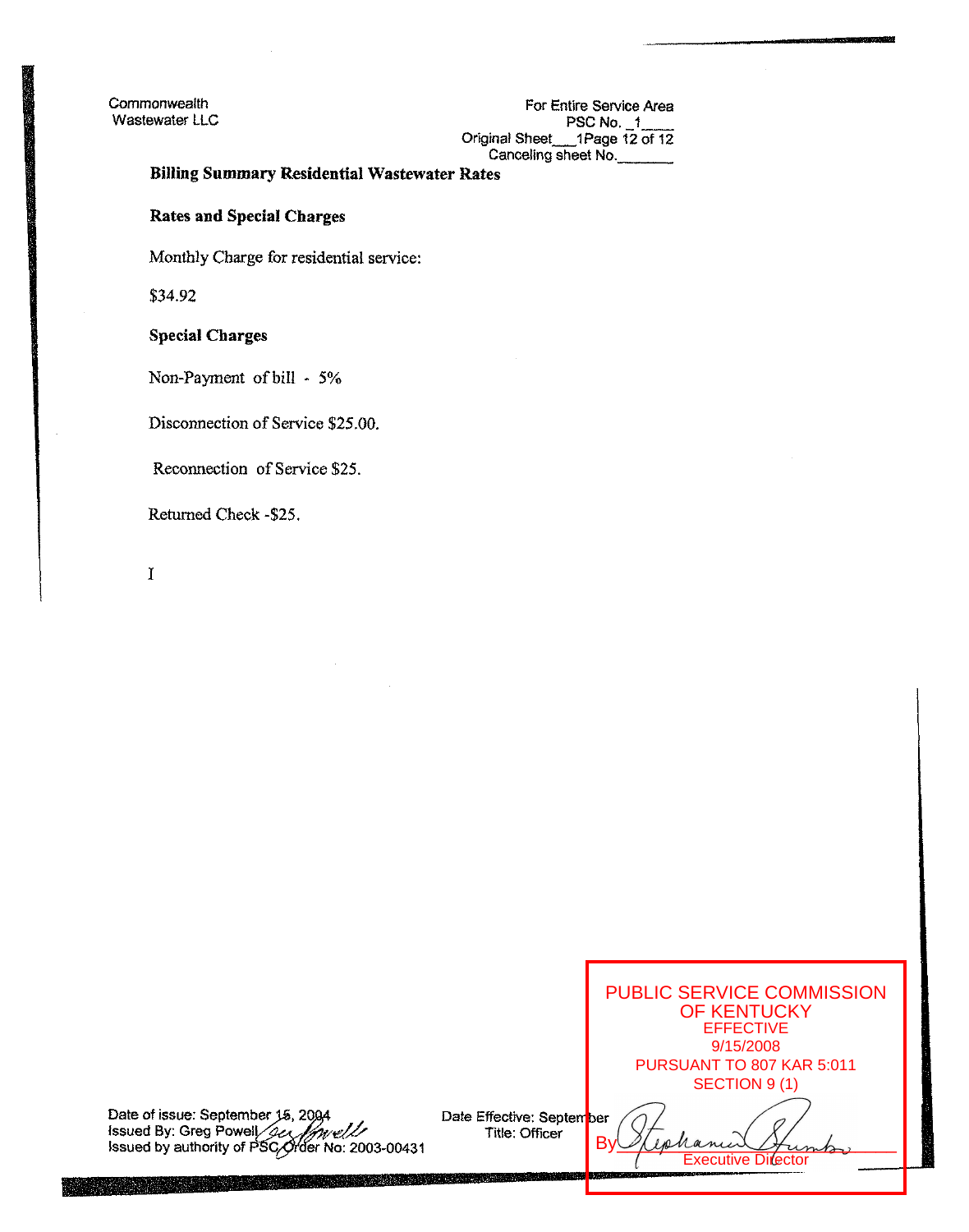Commonwealth
Wastewater LLC

For Entire Service Area
PSC No. _1____
Original Sheet___1Page 12 of 12
Canceling sheet No._______

**Billing Summary Residential Wastewater Rates**

**Rates and Special Charges**

Monthly Charge for residential service:

$34.92

**Special Charges**

Non-Payment of bill - 5%

Disconnection of Service $25.00.

Reconnection of Service $25.

Returned Check -$25.

I

Date of issue: September 15, 2004
Issued By: Greg Powell
Issued by authority of PSC Order No: 2003-00431

Date Effective: September
Title: Officer

PUBLIC SERVICE COMMISSION
OF KENTUCKY
EFFECTIVE
9/15/2008
PURSUANT TO 807 KAR 5:011
SECTION 9 (1)
By
Executive Director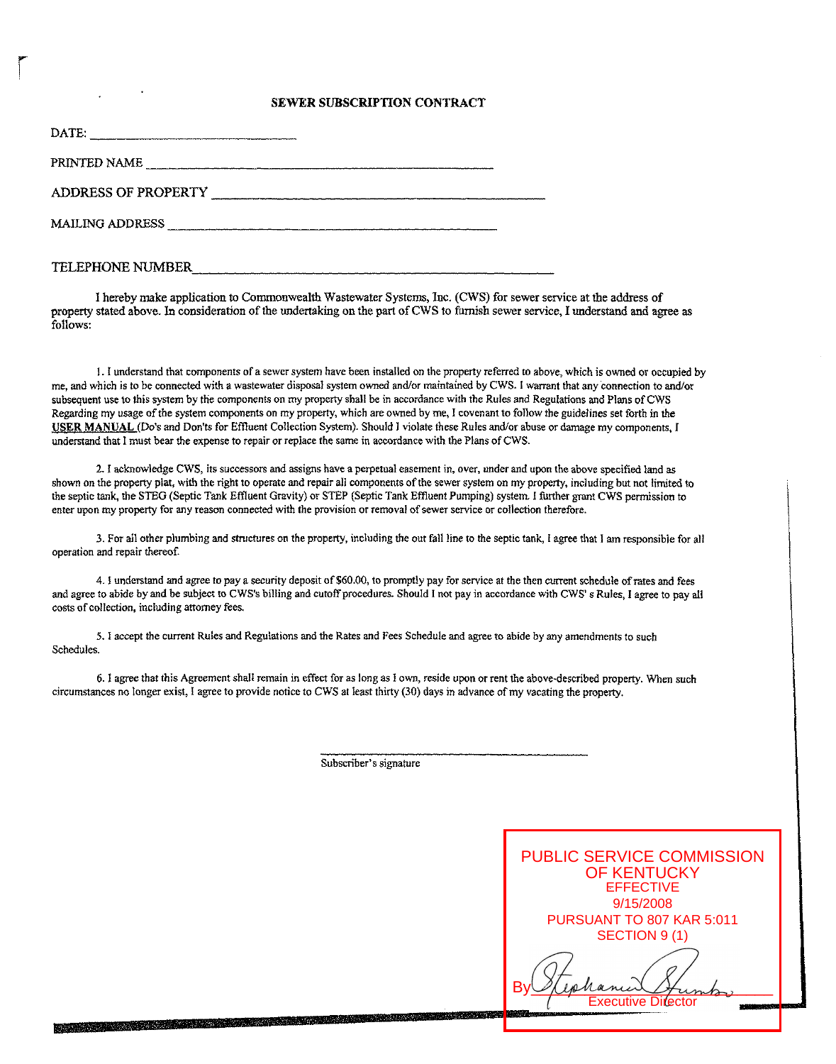# SEWER SUBSCRIPTION CONTRACT

DATE: ______________________________

PRINTED NAME ______________________________________________

ADDRESS OF PROPERTY ______________________________________________

MAILING ADDRESS ______________________________________________

TELEPHONE NUMBER______________________________________________

I hereby make application to Commonwealth Wastewater Systems, Inc. (CWS) for sewer service at the address of property stated above. In consideration of the undertaking on the part of CWS to furnish sewer service, I understand and agree as follows:

1. I understand that components of a sewer system have been installed on the property referred to above, which is owned or occupied by me, and which is to be connected with a wastewater disposal system owned and/or maintained by CWS. I warrant that any connection to and/or subsequent use to this system by the components on my property shall be in accordance with the Rules and Regulations and Plans of CWS Regarding my usage of the system components on my property, which are owned by me, I covenant to follow the guidelines set forth in the **USER MANUAL** (Do's and Don'ts for Effluent Collection System). Should I violate these Rules and/or abuse or damage my components, I understand that I must bear the expense to repair or replace the same in accordance with the Plans of CWS.

2. I acknowledge CWS, its successors and assigns have a perpetual easement in, over, under and upon the above specified land as shown on the property plat, with the right to operate and repair all components of the sewer system on my property, including but not limited to the septic tank, the STEG (Septic Tank Effluent Gravity) or STEP (Septic Tank Effluent Pumping) system. I further grant CWS permission to enter upon my property for any reason connected with the provision or removal of sewer service or collection therefore.

3. For all other plumbing and structures on the property, including the out fall line to the septic tank, I agree that I am responsible for all operation and repair thereof.

4. I understand and agree to pay a security deposit of $60.00, to promptly pay for service at the then current schedule of rates and fees and agree to abide by and be subject to CWS's billing and cutoff procedures. Should I not pay in accordance with CWS' s Rules, I agree to pay all costs of collection, including attorney fees.

5. I accept the current Rules and Regulations and the Rates and Fees Schedule and agree to abide by any amendments to such Schedules.

6. I agree that this Agreement shall remain in effect for as long as I own, reside upon or rent the above-described property. When such circumstances no longer exist, I agree to provide notice to CWS at least thirty (30) days in advance of my vacating the property.

______________________________________
Subscriber's signature

PUBLIC SERVICE COMMISSION
OF KENTUCKY
EFFECTIVE
9/15/2008
PURSUANT TO 807 KAR 5:011
SECTION 9 (1)

By Stephanie Stumbo
Executive Director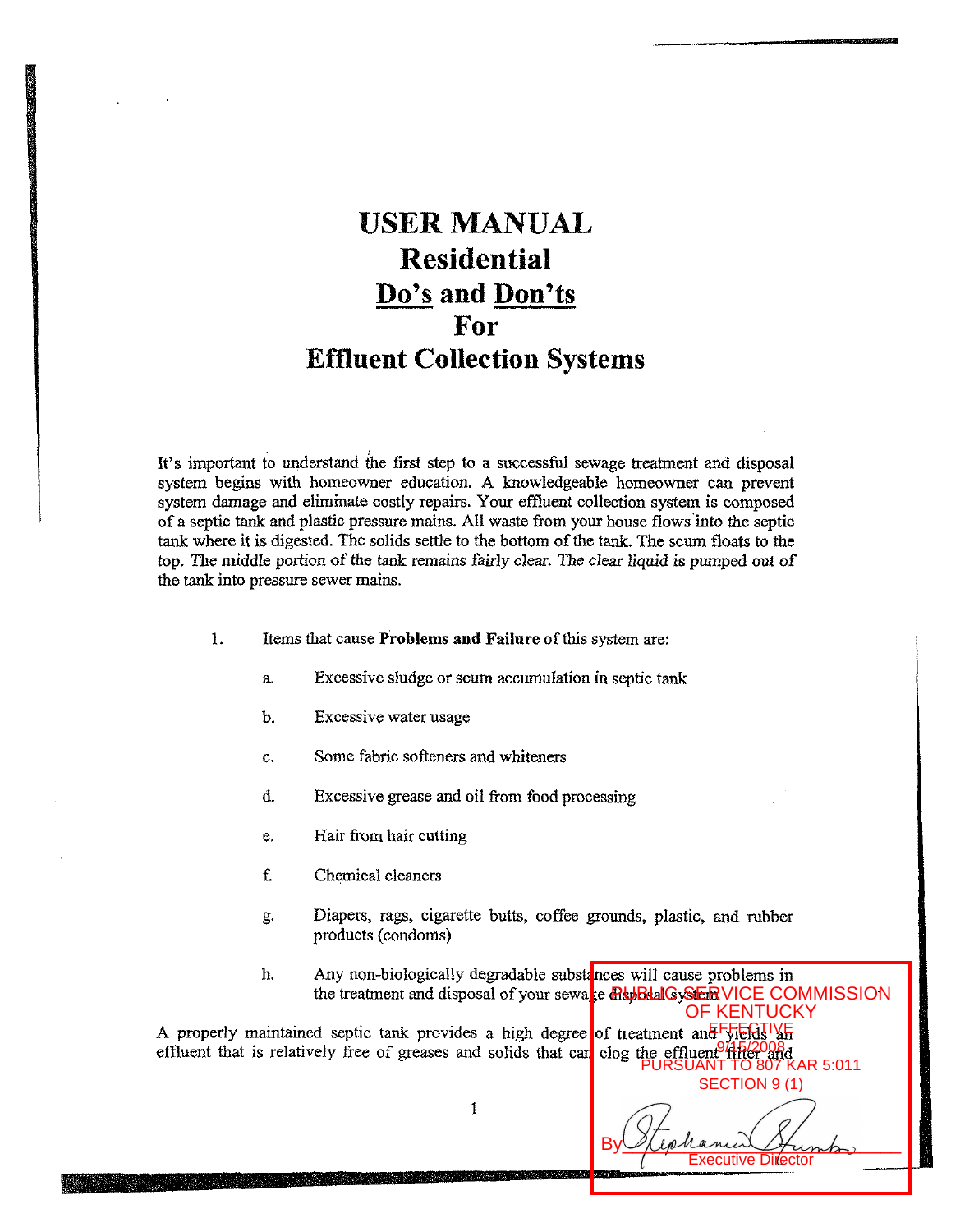# USER MANUAL
# Residential
# Do's and Don'ts
# For
# Effluent Collection Systems

It's important to understand the first step to a successful sewage treatment and disposal system begins with homeowner education. A knowledgeable homeowner can prevent system damage and eliminate costly repairs. Your effluent collection system is composed of a septic tank and plastic pressure mains. All waste from your house flows into the septic tank where it is digested. The solids settle to the bottom of the tank. The scum floats to the top. The middle portion of the tank remains fairly clear. The clear liquid is pumped out of the tank into pressure sewer mains.

1. Items that cause **Problems and Failure** of this system are:

   a. Excessive sludge or scum accumulation in septic tank

   b. Excessive water usage

   c. Some fabric softeners and whiteners

   d. Excessive grease and oil from food processing

   e. Hair from hair cutting

   f. Chemical cleaners

   g. Diapers, rags, cigarette butts, coffee grounds, plastic, and rubber products (condoms)

   h. Any non-biologically degradable substances will cause problems in the treatment and disposal of your sewage disposal system

A properly maintained septic tank provides a high degree of treatment and yields an effluent that is relatively free of greases and solids that can clog the effluent filter and

PUBLIC SERVICE COMMISSION OF KENTUCKY
EFFECTIVE
9/15/2008
PURSUANT TO 807 KAR 5:011
SECTION 9 (1)

By Stephanie Stumbo
Executive Director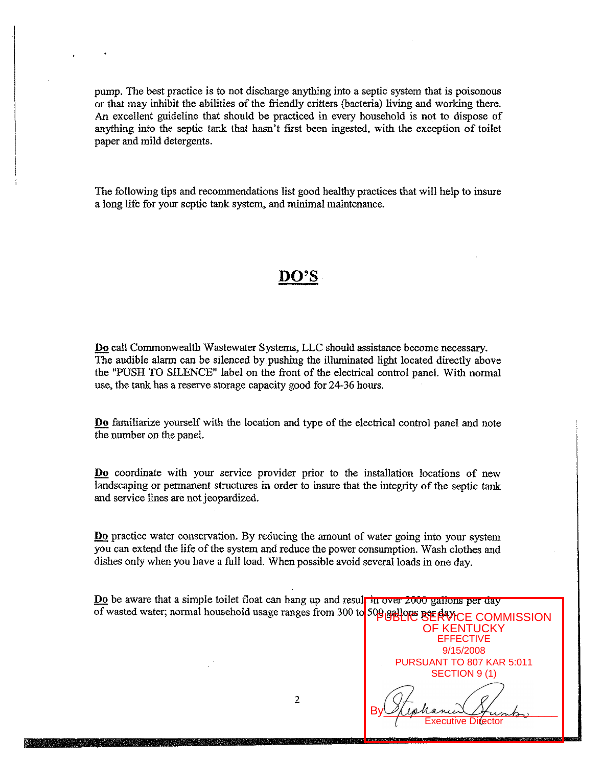pump. The best practice is to not discharge anything into a septic system that is poisonous or that may inhibit the abilities of the friendly critters (bacteria) living and working there. An excellent guideline that should be practiced in every household is not to dispose of anything into the septic tank that hasn't first been ingested, with the exception of toilet paper and mild detergents.

The following tips and recommendations list good healthy practices that will help to insure a long life for your septic tank system, and minimal maintenance.

## DO'S

**Do** call Commonwealth Wastewater Systems, LLC should assistance become necessary. The audible alarm can be silenced by pushing the illuminated light located directly above the "PUSH TO SILENCE" label on the front of the electrical control panel. With normal use, the tank has a reserve storage capacity good for 24-36 hours.

**Do** familiarize yourself with the location and type of the electrical control panel and note the number on the panel.

**Do** coordinate with your service provider prior to the installation locations of new landscaping or permanent structures in order to insure that the integrity of the septic tank and service lines are not jeopardized.

**Do** practice water conservation. By reducing the amount of water going into your system you can extend the life of the system and reduce the power consumption. Wash clothes and dishes only when you have a full load. When possible avoid several loads in one day.

**Do** be aware that a simple toilet float can hang up and result in over 2000 gallons per day of wasted water; normal household usage ranges from 300 to 500 gallons per day.

PUBLIC SERVICE COMMISSION OF KENTUCKY
EFFECTIVE
9/15/2008
PURSUANT TO 807 KAR 5:011 SECTION 9 (1)
By Stephanie Stumbo
Executive Director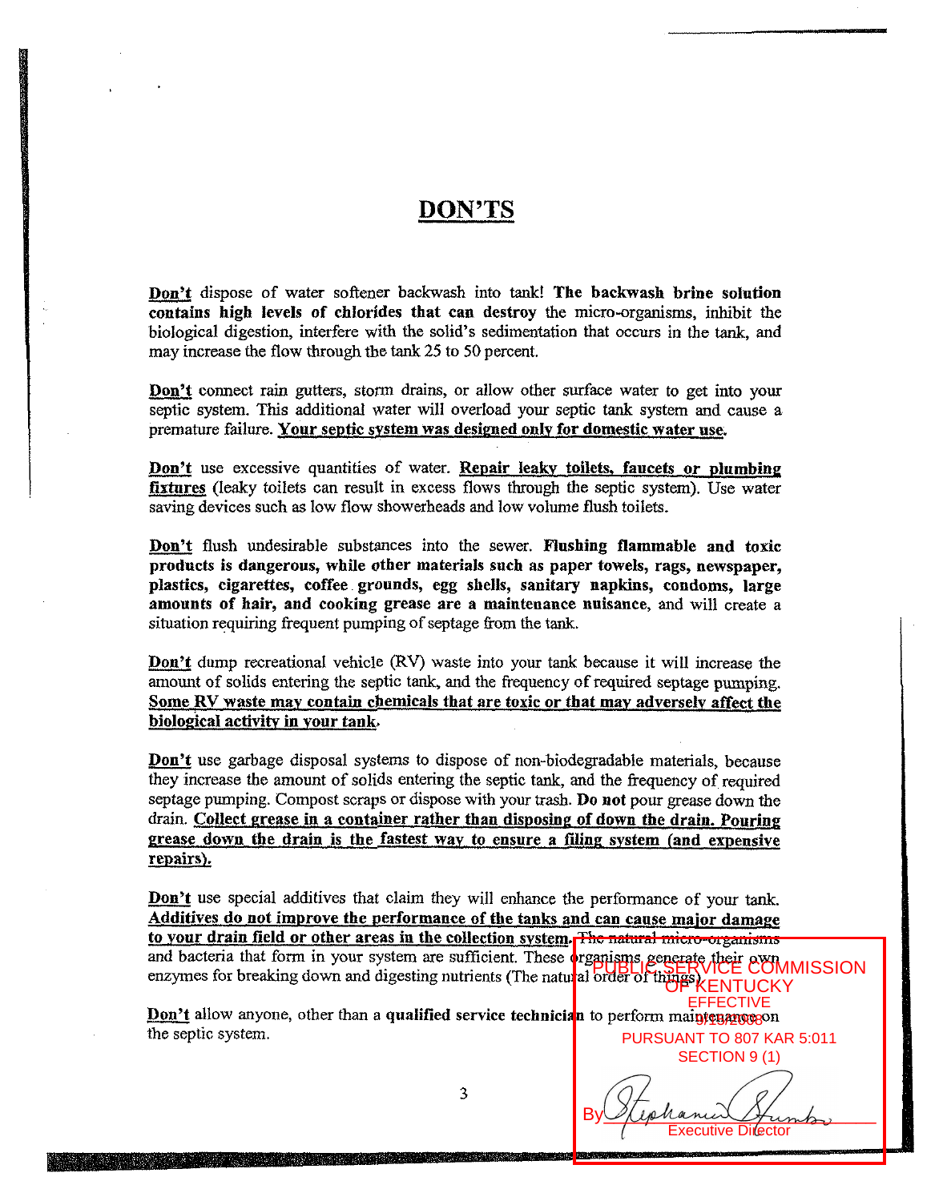# DON'TS

**Don't** dispose of water softener backwash into tank! **The backwash brine solution contains high levels of chlorides that can destroy** the micro-organisms, inhibit the biological digestion, interfere with the solid's sedimentation that occurs in the tank, and may increase the flow through the tank 25 to 50 percent.

**Don't** connect rain gutters, storm drains, or allow other surface water to get into your septic system. This additional water will overload your septic tank system and cause a premature failure. **Your septic system was designed only for domestic water use.**

**Don't** use excessive quantities of water. **Repair leaky toilets, faucets or plumbing fixtures** (leaky toilets can result in excess flows through the septic system). Use water saving devices such as low flow showerheads and low volume flush toilets.

**Don't** flush undesirable substances into the sewer. **Flushing flammable and toxic products is dangerous, while other materials such as paper towels, rags, newspaper, plastics, cigarettes, coffee grounds, egg shells, sanitary napkins, condoms, large amounts of hair, and cooking grease are a maintenance nuisance**, and will create a situation requiring frequent pumping of septage from the tank.

**Don't** dump recreational vehicle (RV) waste into your tank because it will increase the amount of solids entering the septic tank, and the frequency of required septage pumping. **Some RV waste may contain chemicals that are toxic or that may adversely affect the biological activity in your tank.**

**Don't** use garbage disposal systems to dispose of non-biodegradable materials, because they increase the amount of solids entering the septic tank, and the frequency of required septage pumping. Compost scraps or dispose with your trash. **Do not** pour grease down the drain. **Collect grease in a container rather than disposing of down the drain. Pouring grease down the drain is the fastest way to ensure a filing system (and expensive repairs).**

**Don't** use special additives that claim they will enhance the performance of your tank. **Additives do not improve the performance of the tanks and can cause major damage to your drain field or other areas in the collection system.** The natural micro-organisms and bacteria that form in your system are sufficient. These organisms generate their own enzymes for breaking down and digesting nutrients (The natural order of things).

**Don't** allow anyone, other than a **qualified service technician** to perform maintenance on the septic system.

PUBLIC SERVICE COMMISSION OF KENTUCKY
EFFECTIVE
9/19/2008
PURSUANT TO 807 KAR 5:011
SECTION 9 (1)

By [signature]
Executive Director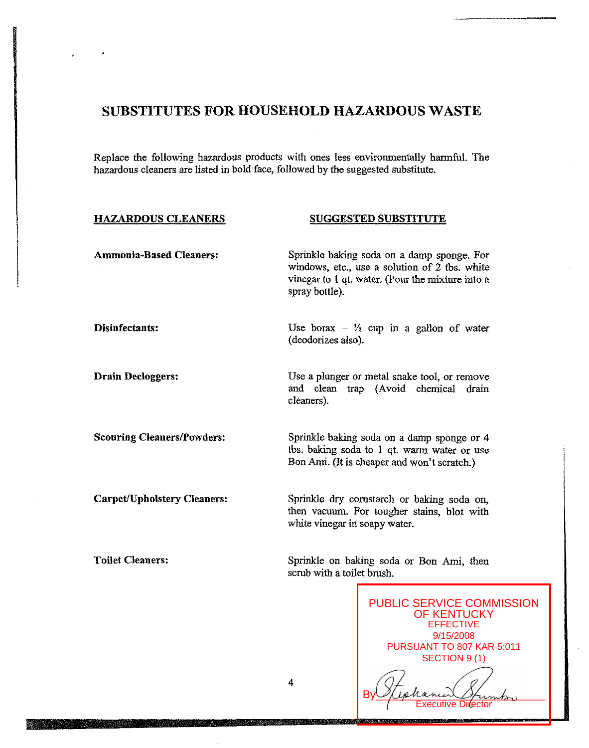# SUBSTITUTES FOR HOUSEHOLD HAZARDOUS WASTE

Replace the following hazardous products with ones less environmentally harmful. The hazardous cleaners are listed in bold face, followed by the suggested substitute.

| HAZARDOUS CLEANERS | SUGGESTED SUBSTITUTE |
|---|---|
| **Ammonia-Based Cleaners:** | Sprinkle baking soda on a damp sponge. For windows, etc., use a solution of 2 tbs. white vinegar to 1 qt. water. (Pour the mixture into a spray bottle). |
| **Disinfectants:** | Use borax – ½ cup in a gallon of water (deodorizes also). |
| **Drain Decloggers:** | Use a plunger or metal snake tool, or remove and clean trap (Avoid chemical drain cleaners). |
| **Scouring Cleaners/Powders:** | Sprinkle baking soda on a damp sponge or 4 tbs. baking soda to 1 qt. warm water or use Bon Ami. (It is cheaper and won't scratch.) |
| **Carpet/Upholstery Cleaners:** | Sprinkle dry cornstarch or baking soda on, then vacuum. For tougher stains, blot with white vinegar in soapy water. |
| **Toilet Cleaners:** | Sprinkle on baking soda or Bon Ami, then scrub with a toilet brush. |

PUBLIC SERVICE COMMISSION OF KENTUCKY
EFFECTIVE
9/15/2008
PURSUANT TO 807 KAR 5:011
SECTION 9 (1)

By Stephanie Stumbo
Executive Director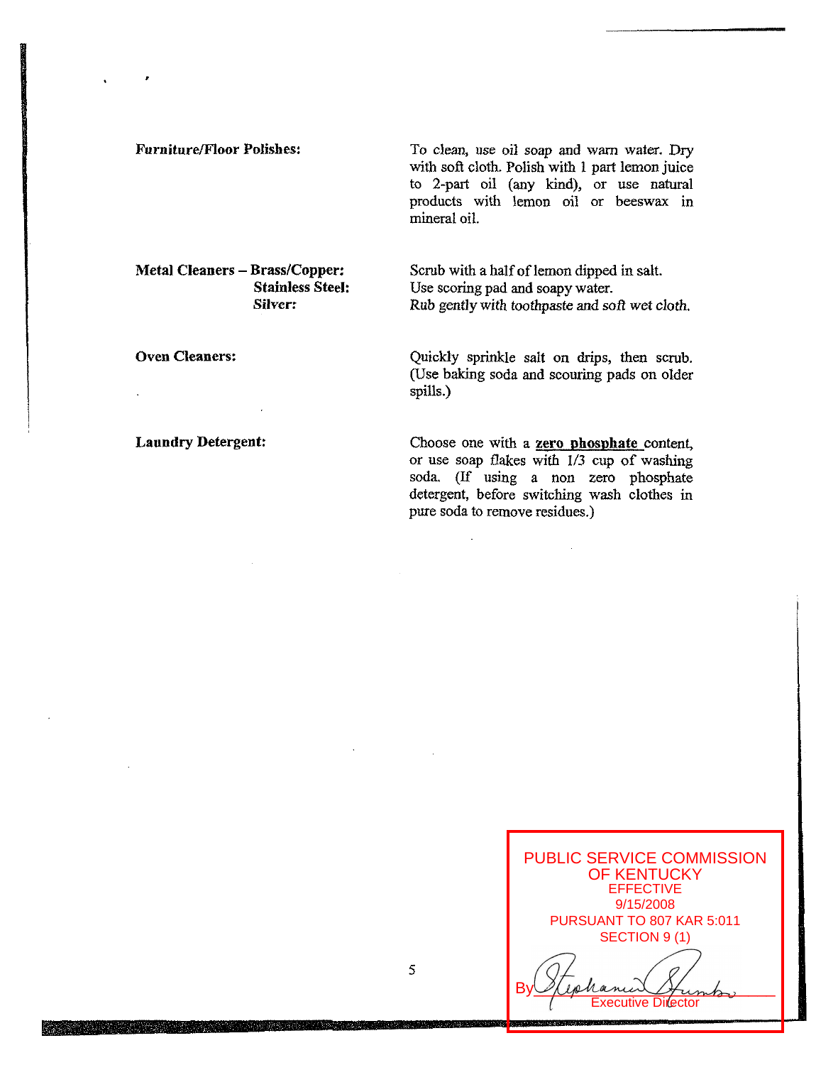**Furniture/Floor Polishes:** To clean, use oil soap and warm water. Dry with soft cloth. Polish with 1 part lemon juice to 2-part oil (any kind), or use natural products with lemon oil or beeswax in mineral oil.

**Metal Cleaners – Brass/Copper:** Scrub with a half of lemon dipped in salt.

**Stainless Steel:** Use scoring pad and soapy water.

***Silver:*** *Rub gently with toothpaste and soft wet cloth.*

**Oven Cleaners:** Quickly sprinkle salt on drips, then scrub. (Use baking soda and scouring pads on older spills.)

**Laundry Detergent:** Choose one with a **zero phosphate** content, or use soap flakes with 1/3 cup of washing soda. (If using a non zero phosphate detergent, before switching wash clothes in pure soda to remove residues.)

PUBLIC SERVICE COMMISSION OF KENTUCKY
EFFECTIVE
9/15/2008
PURSUANT TO 807 KAR 5:011
SECTION 9 (1)

By Stephanie Stumbo
Executive Director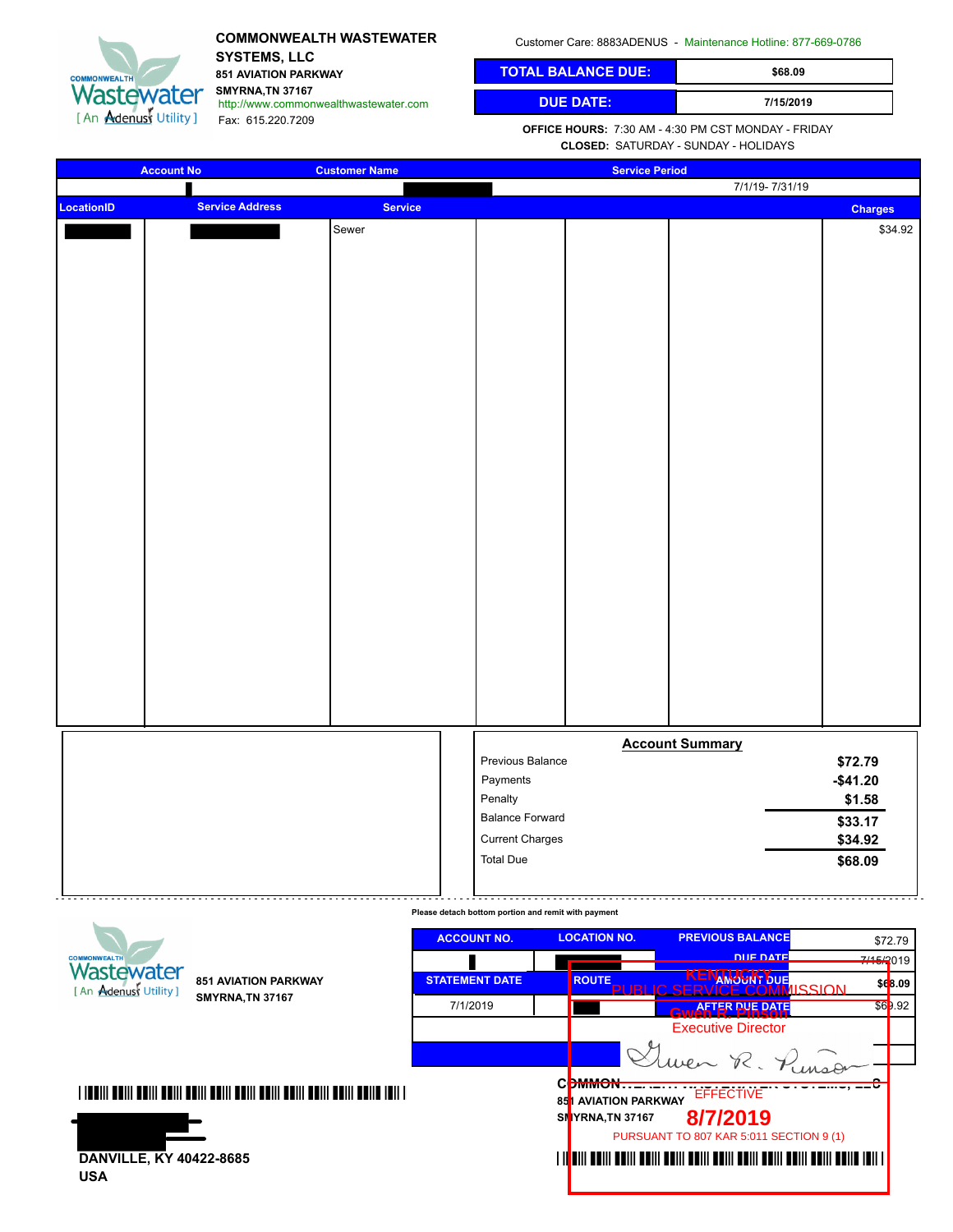**COMMONWEALTH WASTEWATER SYSTEMS, LLC**
**851 AVIATION PARKWAY**
**SMYRNA,TN 37167**
http://www.commonwealthwastewater.com
Fax: 615.220.7209

Customer Care: 8883ADENUS - Maintenance Hotline: 877-669-0786

| | |
|---|---|
| **TOTAL BALANCE DUE:** | **$68.09** |
| **DUE DATE:** | **7/15/2019** |

**OFFICE HOURS:** 7:30 AM - 4:30 PM CST MONDAY - FRIDAY
**CLOSED:** SATURDAY - SUNDAY - HOLIDAYS

| Account No | Customer Name | Service Period |
|---|---|---|
| | | 7/1/19- 7/31/19 |

| LocationID | Service Address | Service | | | | Charges |
|---|---|---|---|---|---|---|
| | | Sewer | | | | $34.92 |

**Account Summary**

| | |
|---|---|
| Previous Balance | **$72.79** |
| Payments | **-$41.20** |
| Penalty | **$1.58** |
| Balance Forward | **$33.17** |
| Current Charges | **$34.92** |
| Total Due | **$68.09** |

**Please detach bottom portion and remit with payment**

851 AVIATION PARKWAY
SMYRNA,TN 37167

| ACCOUNT NO. | LOCATION NO. | PREVIOUS BALANCE | $72.79 |
|---|---|---|---|
| | | DUE DATE | 7/15/2019 |
| STATEMENT DATE | ROUTE | AMOUNT DUE | $68.09 |
| 7/1/2019 | | AFTER DUE DATE | $69.92 |

COMMONWEALTH WASTEWATER SYSTEMS, LLC
851 AVIATION PARKWAY
SMYRNA,TN 37167

DANVILLE, KY 40422-8685
USA

KENTUCKY
PUBLIC SERVICE COMMISSION
Gwen R. Pinson
Executive Director

EFFECTIVE
**8/7/2019**
PURSUANT TO 807 KAR 5:011 SECTION 9 (1)